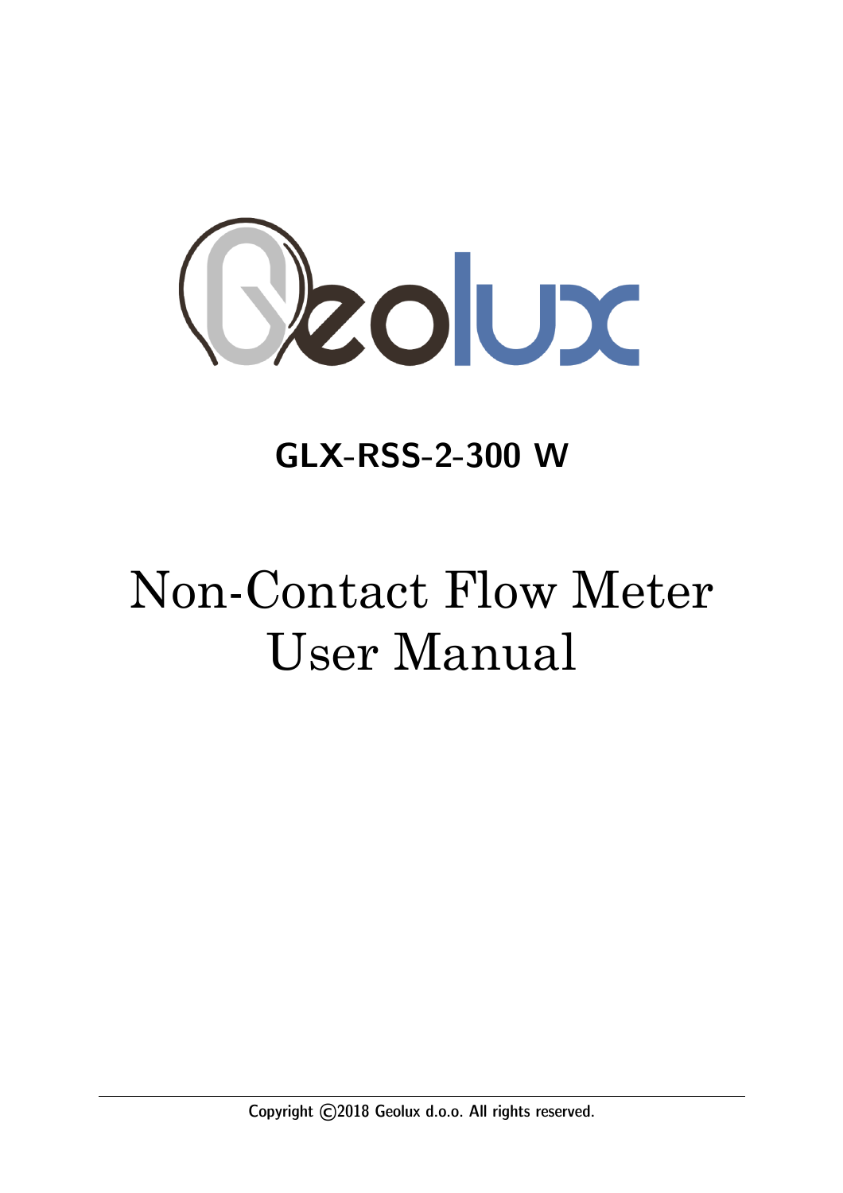Geolux

# GLX-RSS-2-300 W

# Non-Contact Flow Meter User Manual

Copyright ©2018 Geolux d.o.o. All rights reserved.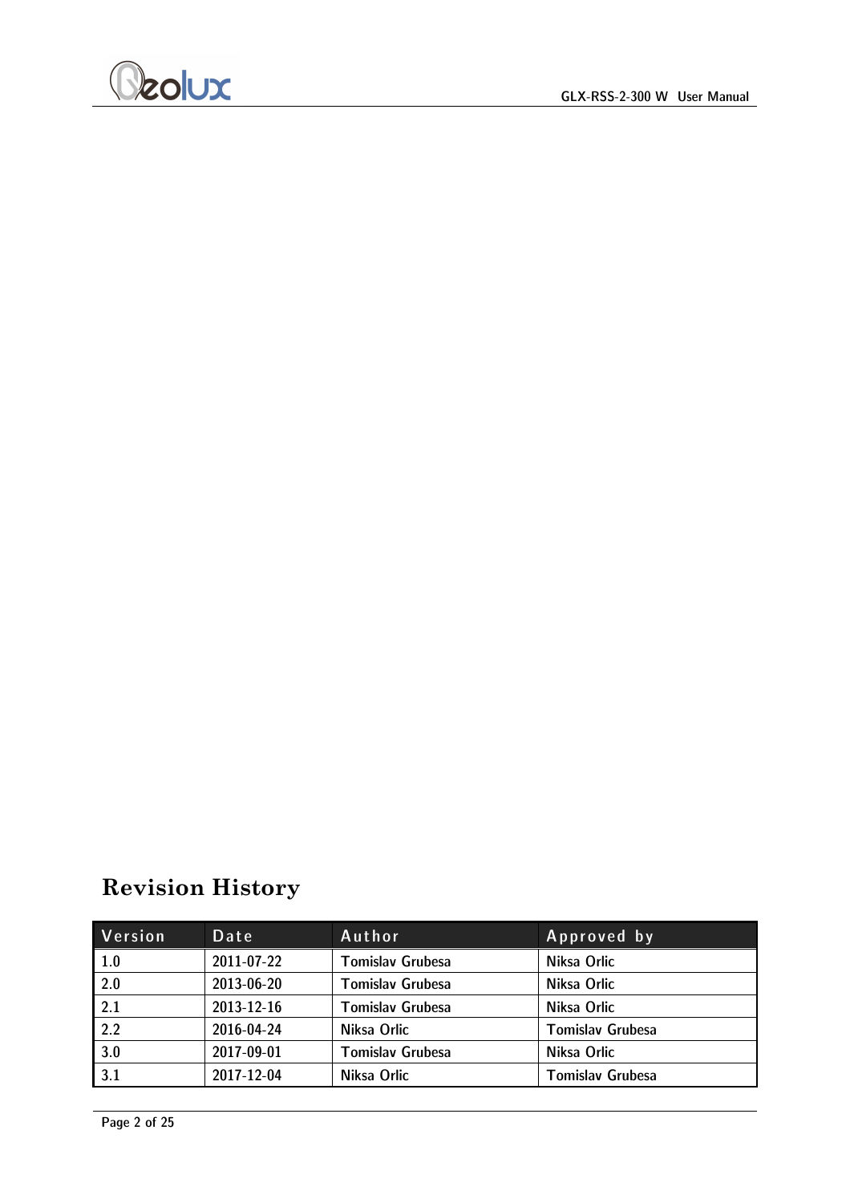# Revision History

| Version | Date | Author | Approved by |
|---|---|---|---|
| 1.0 | 2011-07-22 | Tomislav Grubesa | Niksa Orlic |
| 2.0 | 2013-06-20 | Tomislav Grubesa | Niksa Orlic |
| 2.1 | 2013-12-16 | Tomislav Grubesa | Niksa Orlic |
| 2.2 | 2016-04-24 | Niksa Orlic | Tomislav Grubesa |
| 3.0 | 2017-09-01 | Tomislav Grubesa | Niksa Orlic |
| 3.1 | 2017-12-04 | Niksa Orlic | Tomislav Grubesa |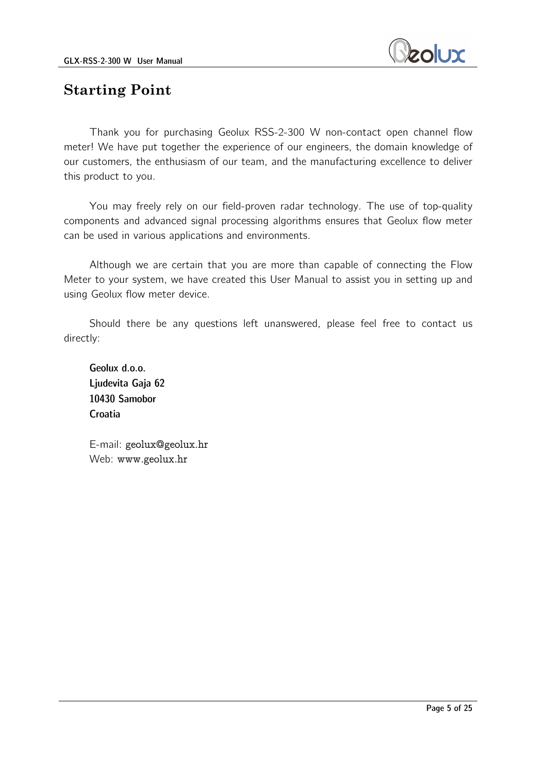# Starting Point

Thank you for purchasing Geolux RSS-2-300 W non-contact open channel flow meter! We have put together the experience of our engineers, the domain knowledge of our customers, the enthusiasm of our team, and the manufacturing excellence to deliver this product to you.

You may freely rely on our field-proven radar technology. The use of top-quality components and advanced signal processing algorithms ensures that Geolux flow meter can be used in various applications and environments.

Although we are certain that you are more than capable of connecting the Flow Meter to your system, we have created this User Manual to assist you in setting up and using Geolux flow meter device.

Should there be any questions left unanswered, please feel free to contact us directly:

**Geolux d.o.o.**
**Ljudevita Gaja 62**
**10430 Samobor**
**Croatia**

E-mail: geolux@geolux.hr
Web: www.geolux.hr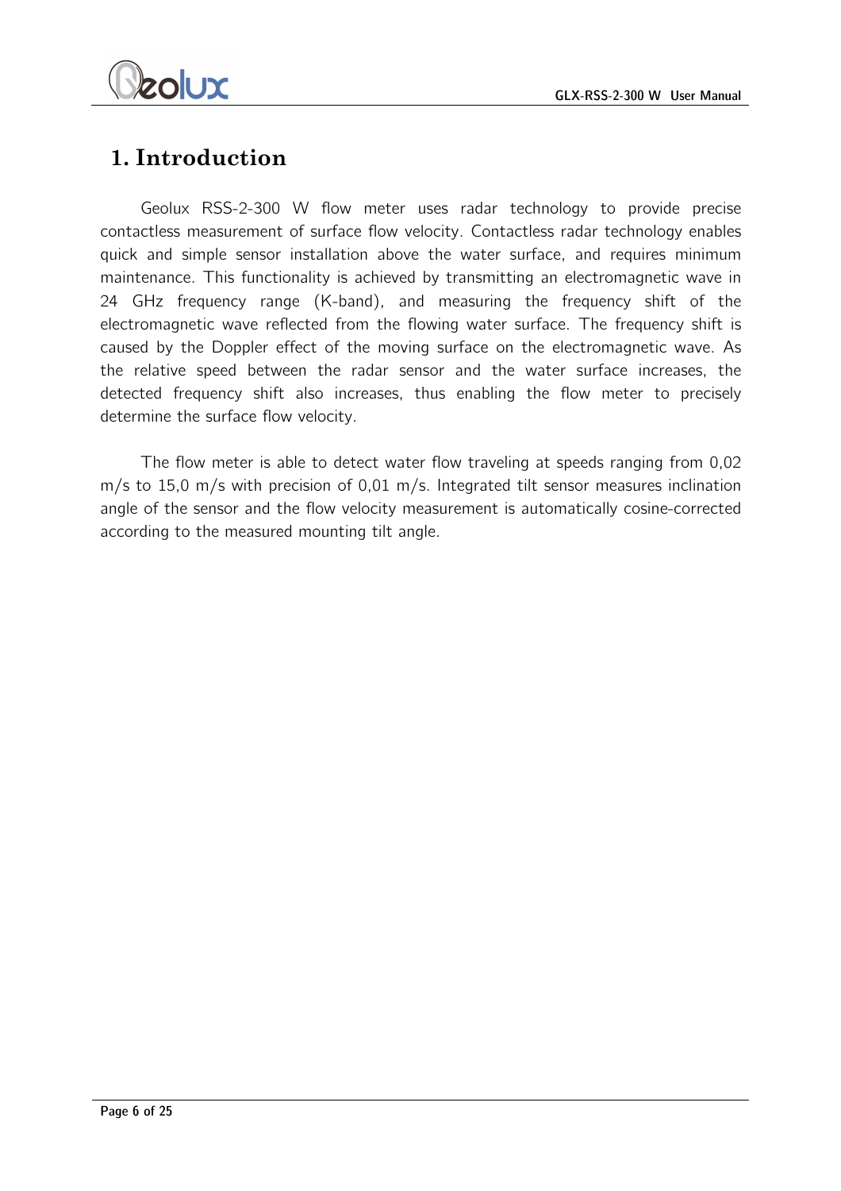# 1. Introduction

Geolux RSS-2-300 W flow meter uses radar technology to provide precise contactless measurement of surface flow velocity. Contactless radar technology enables quick and simple sensor installation above the water surface, and requires minimum maintenance. This functionality is achieved by transmitting an electromagnetic wave in 24 GHz frequency range (K-band), and measuring the frequency shift of the electromagnetic wave reflected from the flowing water surface. The frequency shift is caused by the Doppler effect of the moving surface on the electromagnetic wave. As the relative speed between the radar sensor and the water surface increases, the detected frequency shift also increases, thus enabling the flow meter to precisely determine the surface flow velocity.

The flow meter is able to detect water flow traveling at speeds ranging from 0,02 m/s to 15,0 m/s with precision of 0,01 m/s. Integrated tilt sensor measures inclination angle of the sensor and the flow velocity measurement is automatically cosine-corrected according to the measured mounting tilt angle.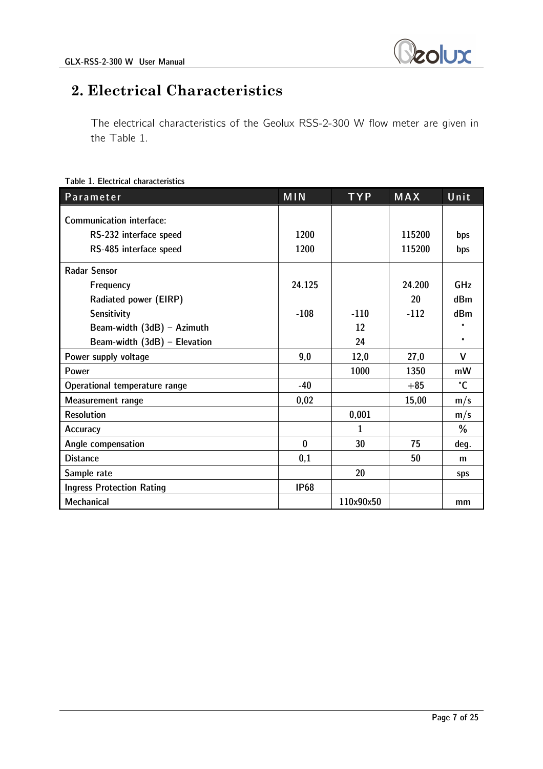# 2. Electrical Characteristics

The electrical characteristics of the Geolux RSS-2-300 W flow meter are given in the Table 1.

Table 1. Electrical characteristics

| Parameter | MIN | TYP | MAX | Unit |
|---|---|---|---|---|
| Communication interface: | | | | |
| RS-232 interface speed | 1200 | | 115200 | bps |
| RS-485 interface speed | 1200 | | 115200 | bps |
| Radar Sensor | | | | |
| Frequency | 24.125 | | 24.200 | GHz |
| Radiated power (EIRP) | | | 20 | dBm |
| Sensitivity | -108 | -110 | -112 | dBm |
| Beam-width (3dB) – Azimuth | | 12 | | ° |
| Beam-width (3dB) – Elevation | | 24 | | ° |
| Power supply voltage | 9,0 | 12,0 | 27,0 | V |
| Power | | 1000 | 1350 | mW |
| Operational temperature range | -40 | | +85 | °C |
| Measurement range | 0,02 | | 15,00 | m/s |
| Resolution | | 0,001 | | m/s |
| Accuracy | | 1 | | % |
| Angle compensation | 0 | 30 | 75 | deg. |
| Distance | 0,1 | | 50 | m |
| Sample rate | | 20 | | sps |
| Ingress Protection Rating | IP68 | | | |
| Mechanical | | 110x90x50 | | mm |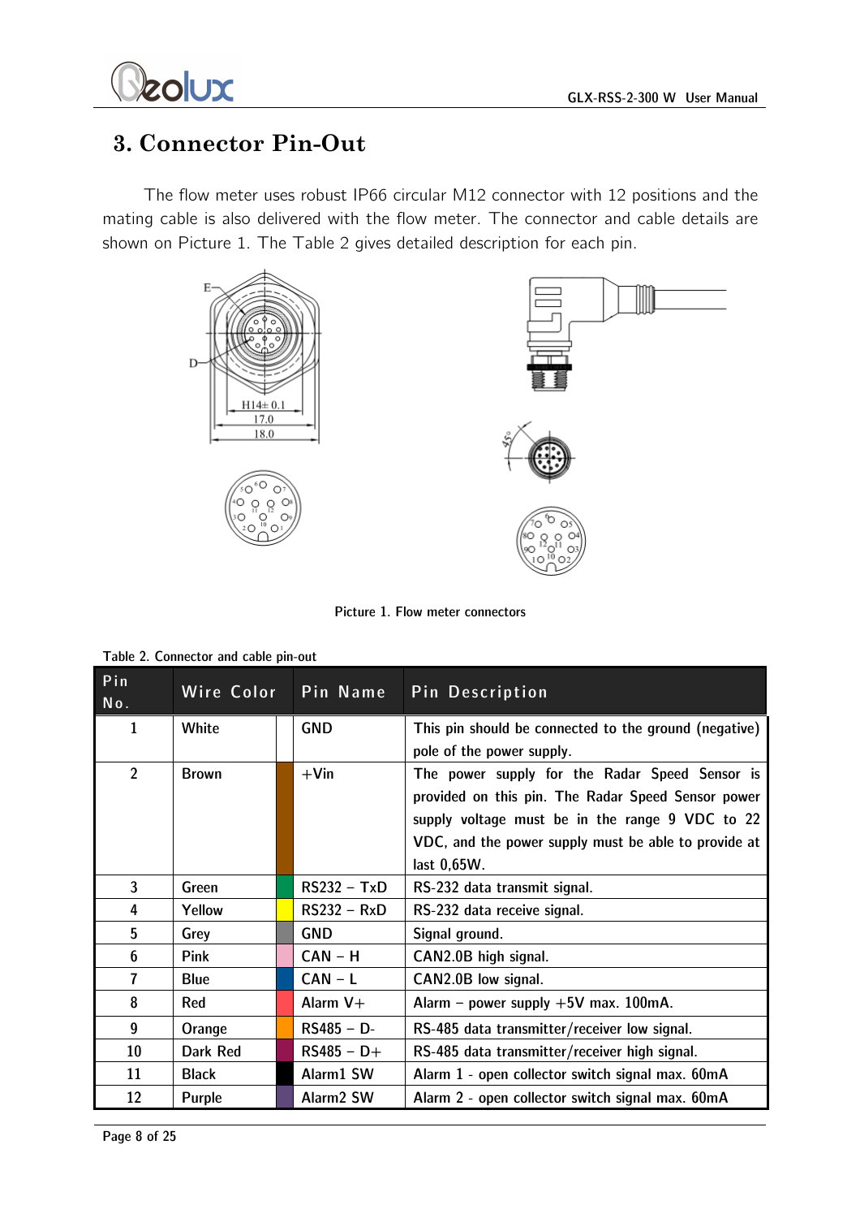# 3. Connector Pin-Out

The flow meter uses robust IP66 circular M12 connector with 12 positions and the mating cable is also delivered with the flow meter. The connector and cable details are shown on Picture 1. The Table 2 gives detailed description for each pin.

Picture 1. Flow meter connectors

Table 2. Connector and cable pin-out

| Pin No. | Wire Color | | Pin Name | Pin Description |
|---|---|---|---|---|
| 1 | White | | GND | This pin should be connected to the ground (negative) pole of the power supply. |
| 2 | Brown | | +Vin | The power supply for the Radar Speed Sensor is provided on this pin. The Radar Speed Sensor power supply voltage must be in the range 9 VDC to 22 VDC, and the power supply must be able to provide at last 0,65W. |
| 3 | Green | | RS232 – TxD | RS-232 data transmit signal. |
| 4 | Yellow | | RS232 – RxD | RS-232 data receive signal. |
| 5 | Grey | | GND | Signal ground. |
| 6 | Pink | | CAN – H | CAN2.0B high signal. |
| 7 | Blue | | CAN – L | CAN2.0B low signal. |
| 8 | Red | | Alarm V+ | Alarm – power supply +5V max. 100mA. |
| 9 | Orange | | RS485 – D- | RS-485 data transmitter/receiver low signal. |
| 10 | Dark Red | | RS485 – D+ | RS-485 data transmitter/receiver high signal. |
| 11 | Black | | Alarm1 SW | Alarm 1 - open collector switch signal max. 60mA |
| 12 | Purple | | Alarm2 SW | Alarm 2 - open collector switch signal max. 60mA |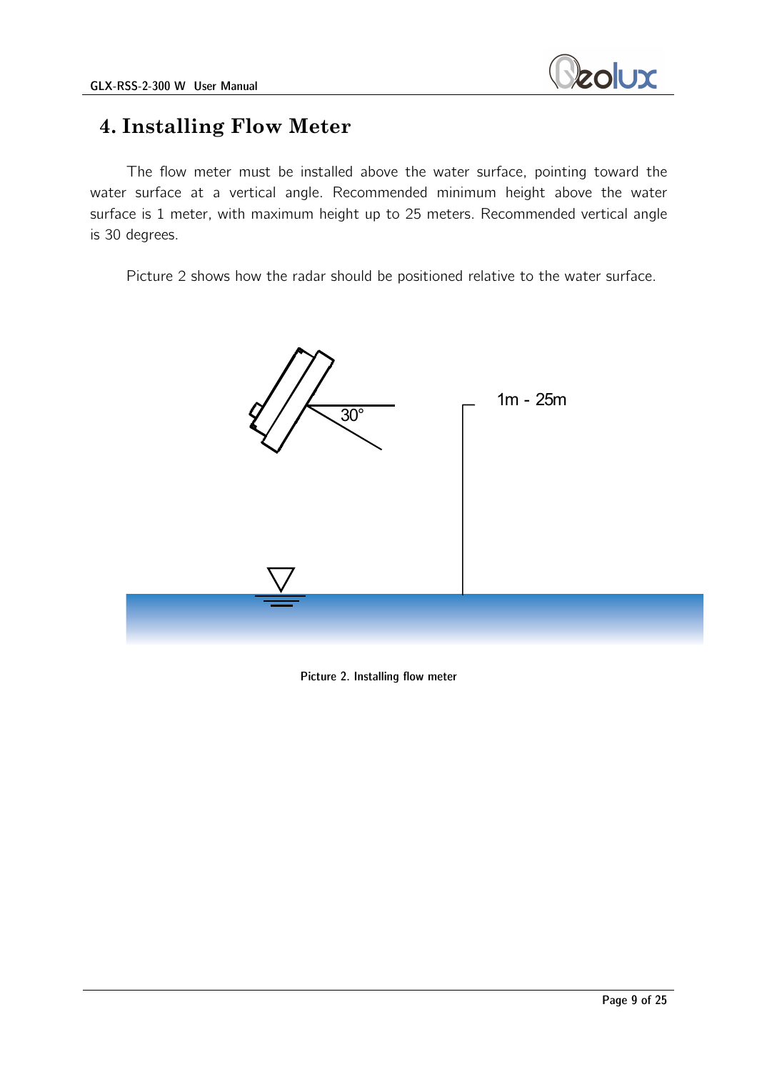# 4. Installing Flow Meter

The flow meter must be installed above the water surface, pointing toward the water surface at a vertical angle. Recommended minimum height above the water surface is 1 meter, with maximum height up to 25 meters. Recommended vertical angle is 30 degrees.

Picture 2 shows how the radar should be positioned relative to the water surface.

30°

1m - 25m

**Picture 2. Installing flow meter**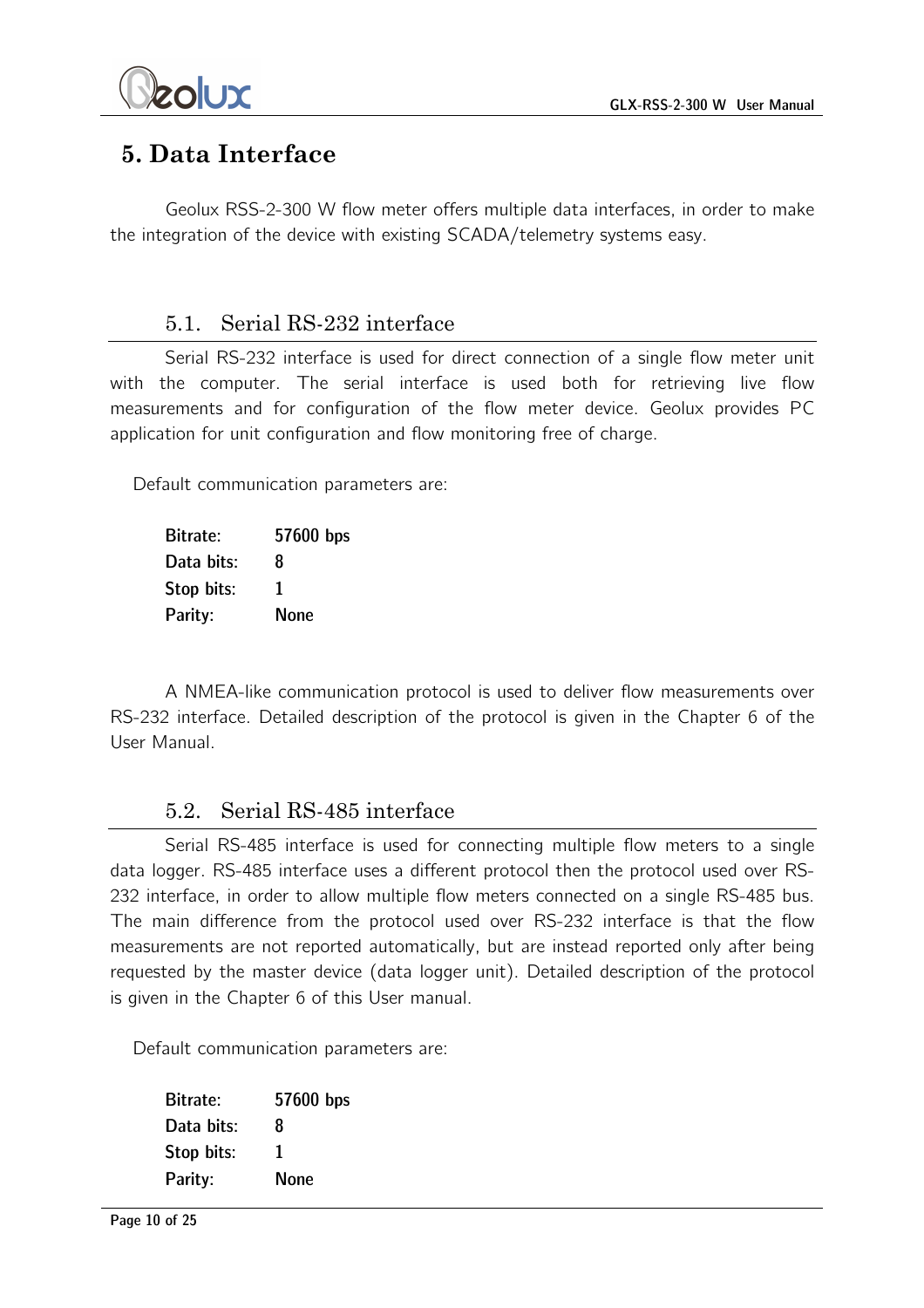# 5. Data Interface

Geolux RSS-2-300 W flow meter offers multiple data interfaces, in order to make the integration of the device with existing SCADA/telemetry systems easy.

## 5.1. Serial RS-232 interface

Serial RS-232 interface is used for direct connection of a single flow meter unit with the computer. The serial interface is used both for retrieving live flow measurements and for configuration of the flow meter device. Geolux provides PC application for unit configuration and flow monitoring free of charge.

Default communication parameters are:

**Bitrate:** **57600 bps**
**Data bits:** **8**
**Stop bits:** **1**
**Parity:** **None**

A NMEA-like communication protocol is used to deliver flow measurements over RS-232 interface. Detailed description of the protocol is given in the Chapter 6 of the User Manual.

## 5.2. Serial RS-485 interface

Serial RS-485 interface is used for connecting multiple flow meters to a single data logger. RS-485 interface uses a different protocol then the protocol used over RS-232 interface, in order to allow multiple flow meters connected on a single RS-485 bus. The main difference from the protocol used over RS-232 interface is that the flow measurements are not reported automatically, but are instead reported only after being requested by the master device (data logger unit). Detailed description of the protocol is given in the Chapter 6 of this User manual.

Default communication parameters are:

**Bitrate:** **57600 bps**
**Data bits:** **8**
**Stop bits:** **1**
**Parity:** **None**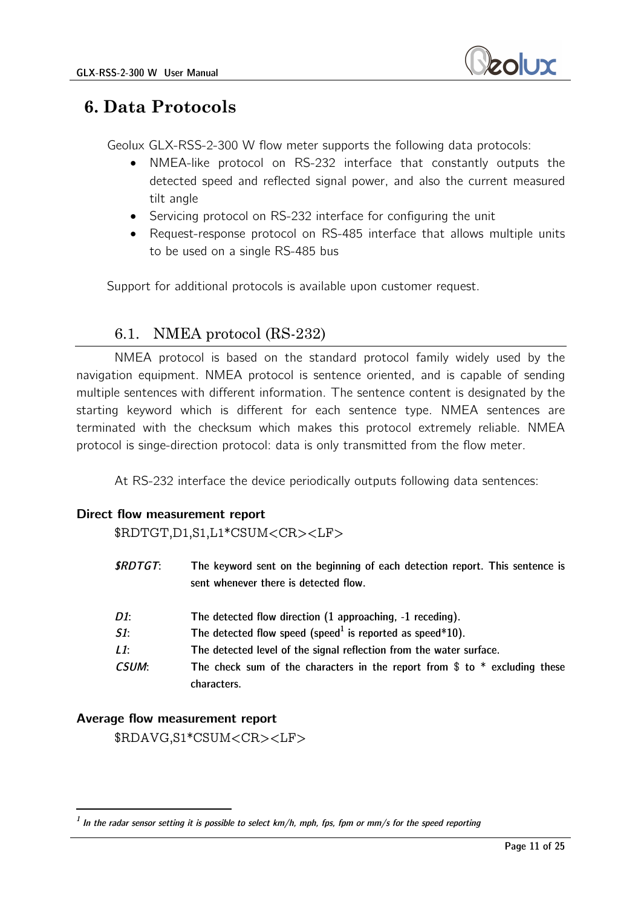# 6. Data Protocols

Geolux GLX-RSS-2-300 W flow meter supports the following data protocols:

- NMEA-like protocol on RS-232 interface that constantly outputs the detected speed and reflected signal power, and also the current measured tilt angle
- Servicing protocol on RS-232 interface for configuring the unit
- Request-response protocol on RS-485 interface that allows multiple units to be used on a single RS-485 bus

Support for additional protocols is available upon customer request.

## 6.1. NMEA protocol (RS-232)

NMEA protocol is based on the standard protocol family widely used by the navigation equipment. NMEA protocol is sentence oriented, and is capable of sending multiple sentences with different information. The sentence content is designated by the starting keyword which is different for each sentence type. NMEA sentences are terminated with the checksum which makes this protocol extremely reliable. NMEA protocol is singe-direction protocol: data is only transmitted from the flow meter.

At RS-232 interface the device periodically outputs following data sentences:

**Direct flow measurement report**

$RDTGT,D1,S1,L1*CSUM<CR><LF>

| | |
|---|---|
| ***$RDTGT*:** | **The keyword sent on the beginning of each detection report. This sentence is sent whenever there is detected flow.** |
| ***D1*:** | **The detected flow direction (1 approaching, -1 receding).** |
| ***S1*:** | **The detected flow speed (speed[1] is reported as speed*10).** |
| ***L1*:** | **The detected level of the signal reflection from the water surface.** |
| ***CSUM*:** | **The check sum of the characters in the report from $ to * excluding these characters.** |

**Average flow measurement report**

$RDAVG,S1*CSUM<CR><LF>

[1] *In the radar sensor setting it is possible to select km/h, mph, fps, fpm or mm/s for the speed reporting*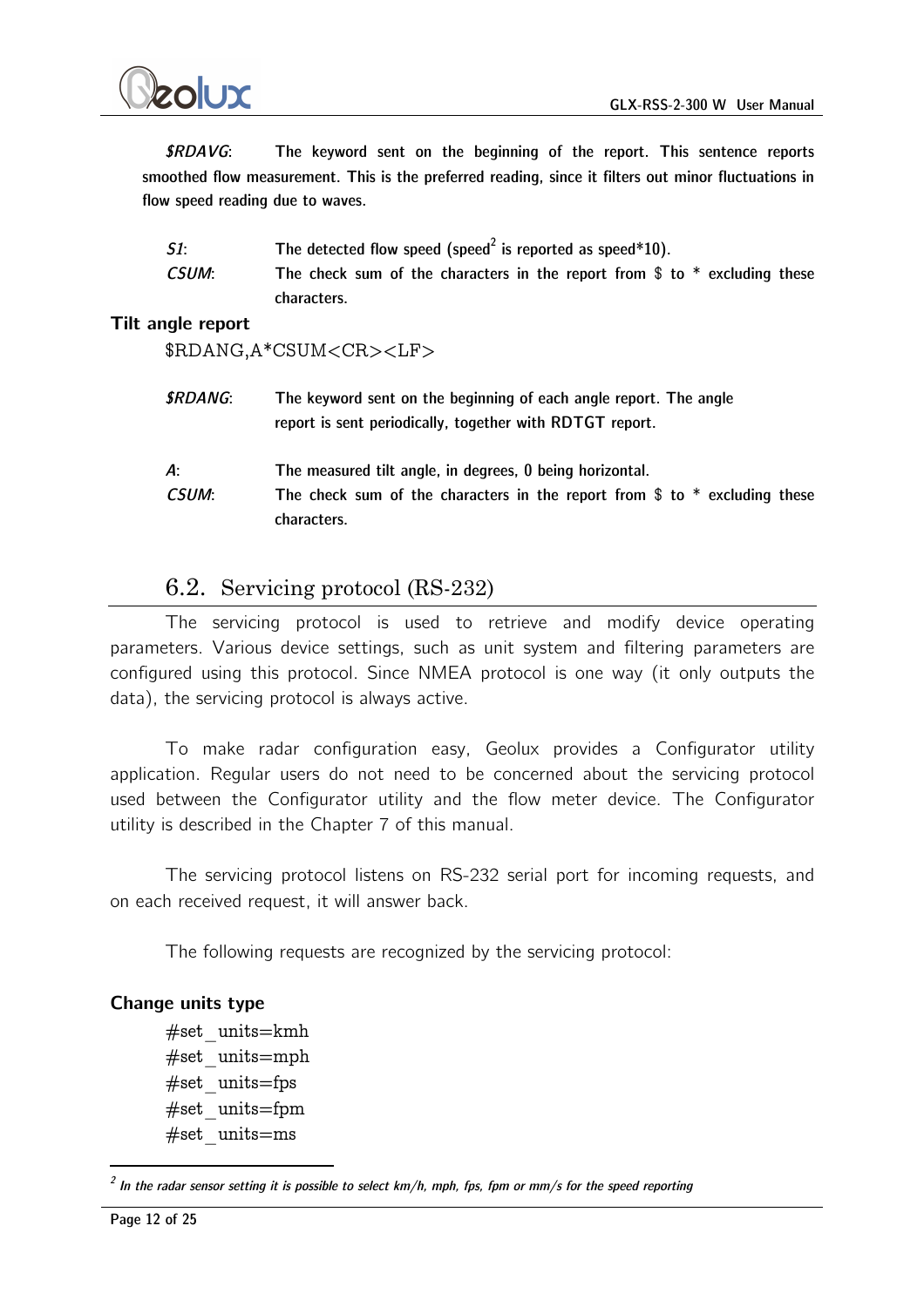*$RDAVG*: The keyword sent on the beginning of the report. This sentence reports smoothed flow measurement. This is the preferred reading, since it filters out minor fluctuations in flow speed reading due to waves.

*S1*: The detected flow speed (speed[2] is reported as speed*10).

*CSUM*: The check sum of the characters in the report from $ to * excluding these characters.

**Tilt angle report**

$RDANG,A*CSUM<CR><LF>

*$RDANG*: The keyword sent on the beginning of each angle report. The angle report is sent periodically, together with RDTGT report.

*A*: The measured tilt angle, in degrees, 0 being horizontal.

*CSUM*: The check sum of the characters in the report from $ to * excluding these characters.

## 6.2. Servicing protocol (RS-232)

The servicing protocol is used to retrieve and modify device operating parameters. Various device settings, such as unit system and filtering parameters are configured using this protocol. Since NMEA protocol is one way (it only outputs the data), the servicing protocol is always active.

To make radar configuration easy, Geolux provides a Configurator utility application. Regular users do not need to be concerned about the servicing protocol used between the Configurator utility and the flow meter device. The Configurator utility is described in the Chapter 7 of this manual.

The servicing protocol listens on RS-232 serial port for incoming requests, and on each received request, it will answer back.

The following requests are recognized by the servicing protocol:

**Change units type**

#set_units=kmh
#set_units=mph
#set_units=fps
#set_units=fpm
#set_units=ms

[2] *In the radar sensor setting it is possible to select km/h, mph, fps, fpm or mm/s for the speed reporting*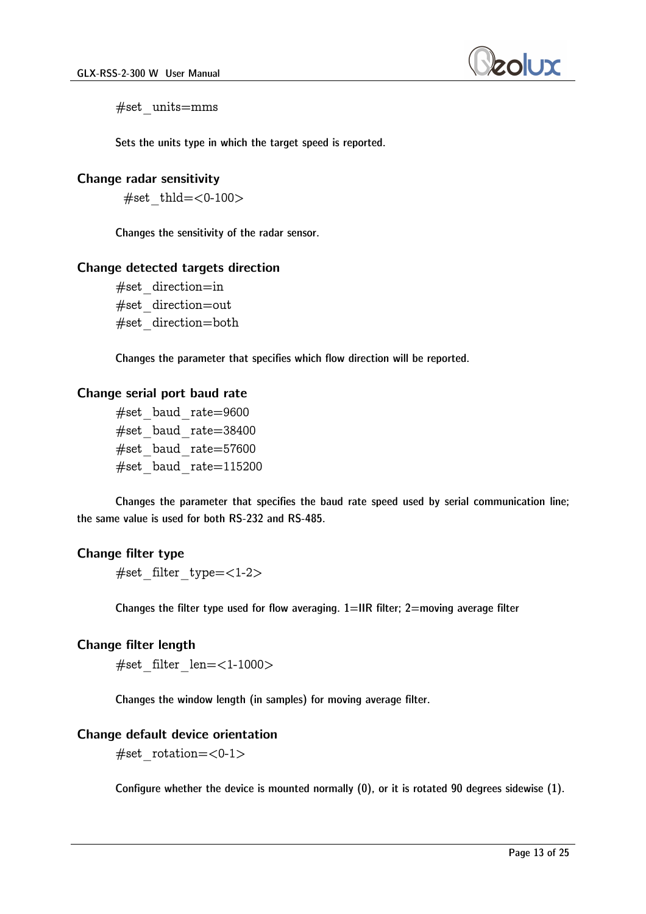#set_units=mms

Sets the units type in which the target speed is reported.

### Change radar sensitivity

#set_thld=<0-100>

Changes the sensitivity of the radar sensor.

### Change detected targets direction

#set_direction=in
#set_direction=out
#set_direction=both

Changes the parameter that specifies which flow direction will be reported.

### Change serial port baud rate

#set_baud_rate=9600
#set_baud_rate=38400
#set_baud_rate=57600
#set_baud_rate=115200

Changes the parameter that specifies the baud rate speed used by serial communication line; the same value is used for both RS-232 and RS-485.

### Change filter type

#set_filter_type=<1-2>

Changes the filter type used for flow averaging. 1=IIR filter; 2=moving average filter

### Change filter length

#set_filter_len=<1-1000>

Changes the window length (in samples) for moving average filter.

### Change default device orientation

#set_rotation=<0-1>

Configure whether the device is mounted normally (0), or it is rotated 90 degrees sidewise (1).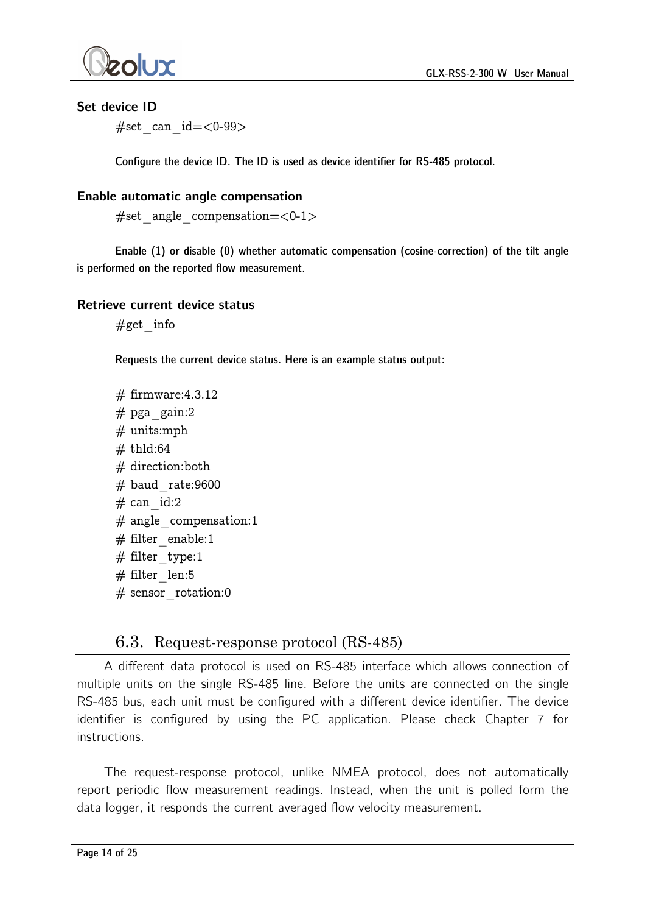### Set device ID

#set_can_id=<0-99>

Configure the device ID. The ID is used as device identifier for RS-485 protocol.

### Enable automatic angle compensation

#set_angle_compensation=<0-1>

Enable (1) or disable (0) whether automatic compensation (cosine-correction) of the tilt angle is performed on the reported flow measurement.

### Retrieve current device status

#get_info

Requests the current device status. Here is an example status output:

```
# firmware:4.3.12
# pga_gain:2
# units:mph
# thld:64
# direction:both
# baud_rate:9600
# can_id:2
# angle_compensation:1
# filter_enable:1
# filter_type:1
# filter_len:5
# sensor_rotation:0
```

## 6.3. Request-response protocol (RS-485)

A different data protocol is used on RS-485 interface which allows connection of multiple units on the single RS-485 line. Before the units are connected on the single RS-485 bus, each unit must be configured with a different device identifier. The device identifier is configured by using the PC application. Please check Chapter 7 for instructions.

The request-response protocol, unlike NMEA protocol, does not automatically report periodic flow measurement readings. Instead, when the unit is polled form the data logger, it responds the current averaged flow velocity measurement.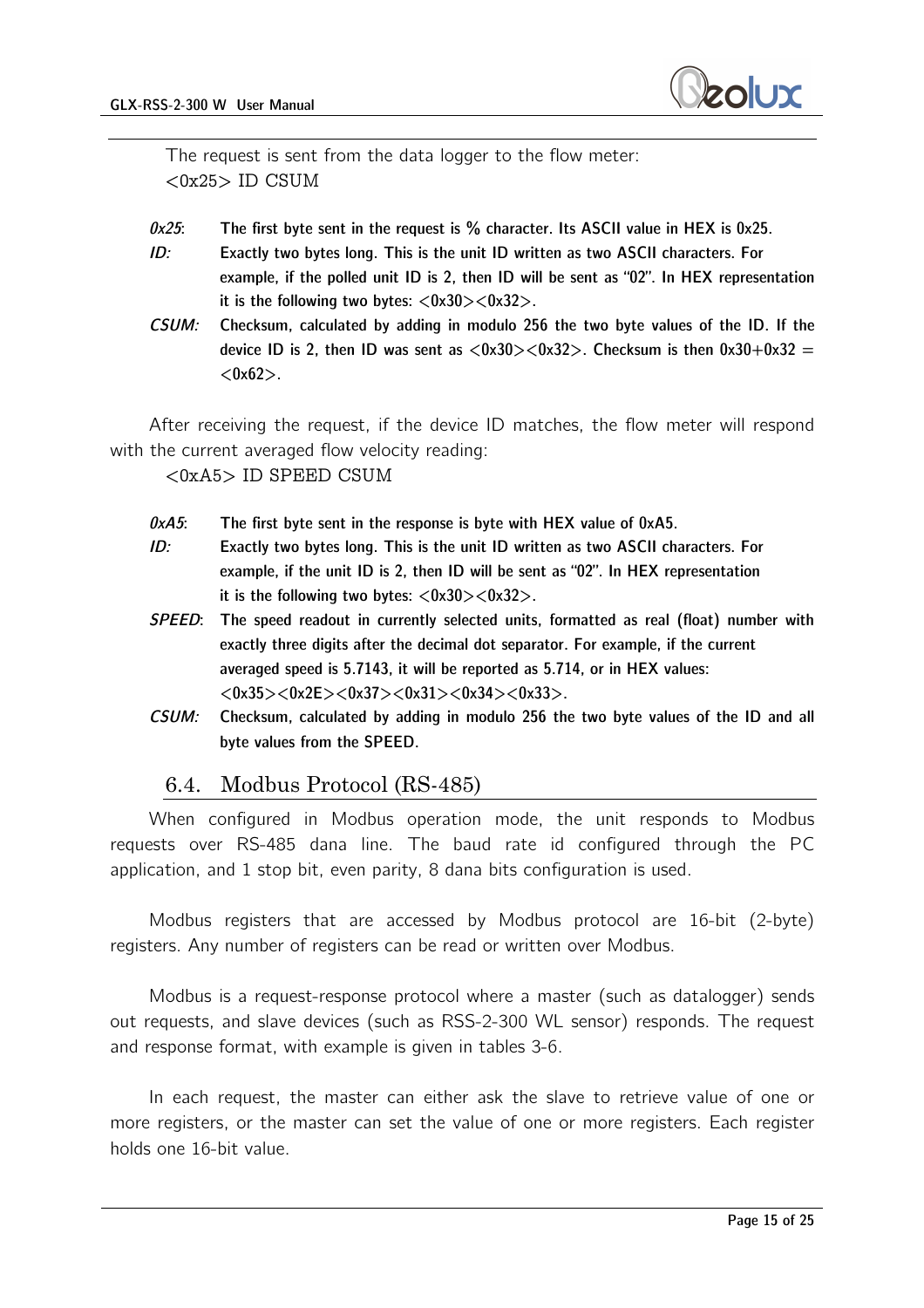The request is sent from the data logger to the flow meter:
<0x25> ID CSUM

*0x25*: The first byte sent in the request is % character. Its ASCII value in HEX is 0x25.

*ID:* Exactly two bytes long. This is the unit ID written as two ASCII characters. For example, if the polled unit ID is 2, then ID will be sent as "02". In HEX representation it is the following two bytes: <0x30><0x32>.

*CSUM:* Checksum, calculated by adding in modulo 256 the two byte values of the ID. If the device ID is 2, then ID was sent as <0x30><0x32>. Checksum is then 0x30+0x32 = <0x62>.

After receiving the request, if the device ID matches, the flow meter will respond with the current averaged flow velocity reading:
<0xA5> ID SPEED CSUM

*0xA5*: The first byte sent in the response is byte with HEX value of 0xA5.

*ID:* Exactly two bytes long. This is the unit ID written as two ASCII characters. For example, if the unit ID is 2, then ID will be sent as "02". In HEX representation it is the following two bytes: <0x30><0x32>.

*SPEED*: The speed readout in currently selected units, formatted as real (float) number with exactly three digits after the decimal dot separator. For example, if the current averaged speed is 5.7143, it will be reported as 5.714, or in HEX values: <0x35><0x2E><0x37><0x31><0x34><0x33>.

*CSUM:* Checksum, calculated by adding in modulo 256 the two byte values of the ID and all byte values from the SPEED.

## 6.4. Modbus Protocol (RS-485)

When configured in Modbus operation mode, the unit responds to Modbus requests over RS-485 dana line. The baud rate id configured through the PC application, and 1 stop bit, even parity, 8 dana bits configuration is used.

Modbus registers that are accessed by Modbus protocol are 16-bit (2-byte) registers. Any number of registers can be read or written over Modbus.

Modbus is a request-response protocol where a master (such as datalogger) sends out requests, and slave devices (such as RSS-2-300 WL sensor) responds. The request and response format, with example is given in tables 3-6.

In each request, the master can either ask the slave to retrieve value of one or more registers, or the master can set the value of one or more registers. Each register holds one 16-bit value.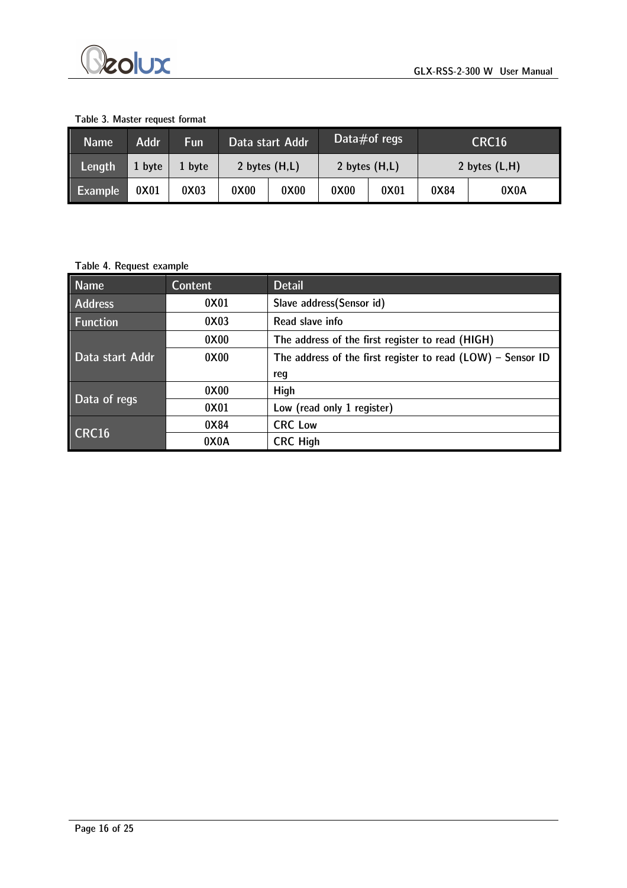Table 3. Master request format

| Name | Addr | Fun | Data start Addr | | Data#of regs | | CRC16 | |
|---|---|---|---|---|---|---|---|---|
| Length | 1 byte | 1 byte | 2 bytes (H,L) | | 2 bytes (H,L) | | 2 bytes (L,H) | |
| Example | 0X01 | 0X03 | 0X00 | 0X00 | 0X00 | 0X01 | 0X84 | 0X0A |

Table 4. Request example

| Name | Content | Detail |
|---|---|---|
| Address | 0X01 | Slave address(Sensor id) |
| Function | 0X03 | Read slave info |
| Data start Addr | 0X00 | The address of the first register to read (HIGH) |
| | 0X00 | The address of the first register to read (LOW) – Sensor ID reg |
| Data of regs | 0X00 | High |
| | 0X01 | Low (read only 1 register) |
| CRC16 | 0X84 | CRC Low |
| | 0X0A | CRC High |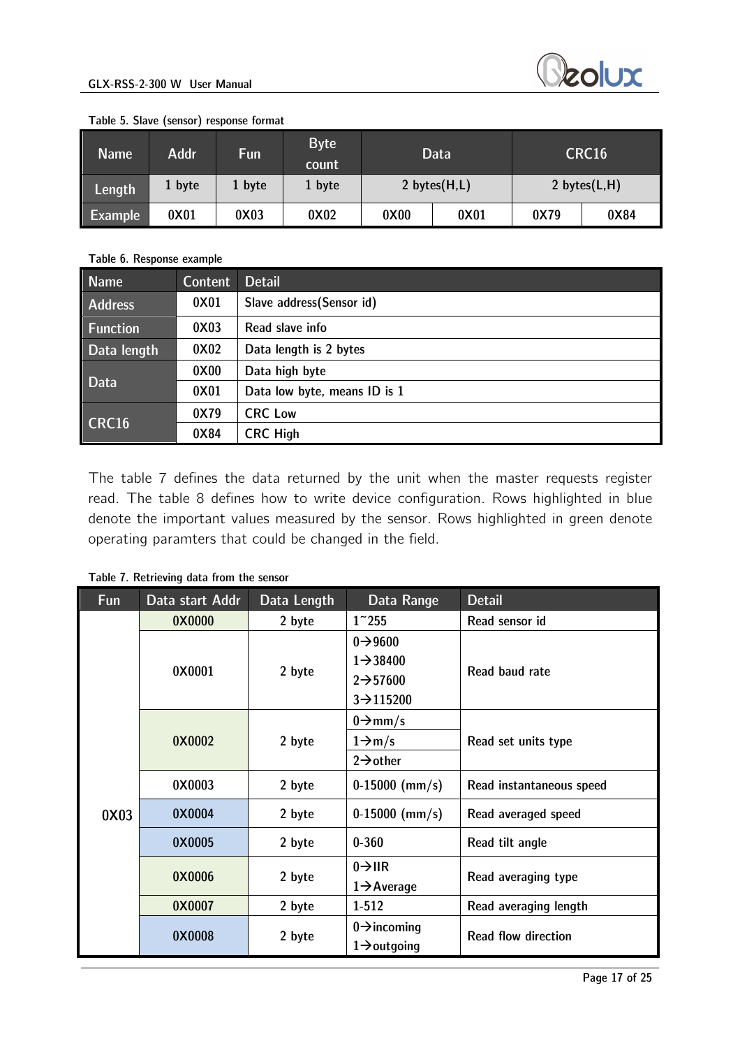Table 5. Slave (sensor) response format

| Name | Addr | Fun | Byte count | Data | | CRC16 | |
|---|---|---|---|---|---|---|---|
| Length | 1 byte | 1 byte | 1 byte | 2 bytes(H,L) | | 2 bytes(L,H) | |
| Example | 0X01 | 0X03 | 0X02 | 0X00 | 0X01 | 0X79 | 0X84 |

Table 6. Response example

| Name | Content | Detail |
|---|---|---|
| Address | 0X01 | Slave address(Sensor id) |
| Function | 0X03 | Read slave info |
| Data length | 0X02 | Data length is 2 bytes |
| Data | 0X00 | Data high byte |
| | 0X01 | Data low byte, means ID is 1 |
| CRC16 | 0X79 | CRC Low |
| | 0X84 | CRC High |

The table 7 defines the data returned by the unit when the master requests register read. The table 8 defines how to write device configuration. Rows highlighted in blue denote the important values measured by the sensor. Rows highlighted in green denote operating paramters that could be changed in the field.

Table 7. Retrieving data from the sensor

| Fun | Data start Addr | Data Length | Data Range | Detail |
|---|---|---|---|---|
| 0X03 | 0X0000 | 2 byte | 1~255 | Read sensor id |
| | 0X0001 | 2 byte | 0→9600<br>1→38400<br>2→57600<br>3→115200 | Read baud rate |
| | 0X0002 | 2 byte | 0→mm/s<br>1→m/s<br>2→other | Read set units type |
| | 0X0003 | 2 byte | 0-15000 (mm/s) | Read instantaneous speed |
| | 0X0004 | 2 byte | 0-15000 (mm/s) | Read averaged speed |
| | 0X0005 | 2 byte | 0-360 | Read tilt angle |
| | 0X0006 | 2 byte | 0→IIR<br>1→Average | Read averaging type |
| | 0X0007 | 2 byte | 1-512 | Read averaging length |
| | 0X0008 | 2 byte | 0→incoming<br>1→outgoing | Read flow direction |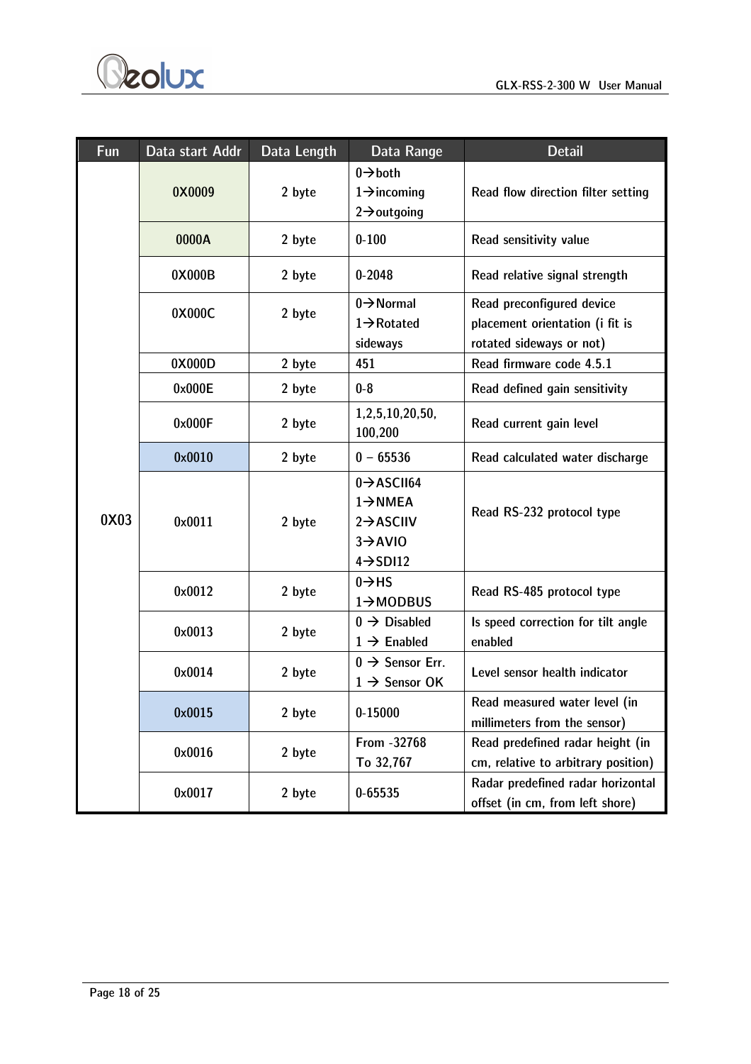| Fun | Data start Addr | Data Length | Data Range | Detail |
|---|---|---|---|---|
| 0X03 | 0X0009 | 2 byte | 0→both<br>1→incoming<br>2→outgoing | Read flow direction filter setting |
| | 0000A | 2 byte | 0-100 | Read sensitivity value |
| | 0X000B | 2 byte | 0-2048 | Read relative signal strength |
| | 0X000C | 2 byte | 0→Normal<br>1→Rotated sideways | Read preconfigured device placement orientation (i fit is rotated sideways or not) |
| | 0X000D | 2 byte | 451 | Read firmware code 4.5.1 |
| | 0x000E | 2 byte | 0-8 | Read defined gain sensitivity |
| | 0x000F | 2 byte | 1,2,5,10,20,50, 100,200 | Read current gain level |
| | 0x0010 | 2 byte | 0 – 65536 | Read calculated water discharge |
| | 0x0011 | 2 byte | 0→ASCII64<br>1→NMEA<br>2→ASCIIV<br>3→AVIO<br>4→SDI12 | Read RS-232 protocol type |
| | 0x0012 | 2 byte | 0→HS<br>1→MODBUS | Read RS-485 protocol type |
| | 0x0013 | 2 byte | 0 → Disabled<br>1 → Enabled | Is speed correction for tilt angle enabled |
| | 0x0014 | 2 byte | 0 → Sensor Err.<br>1 → Sensor OK | Level sensor health indicator |
| | 0x0015 | 2 byte | 0-15000 | Read measured water level (in millimeters from the sensor) |
| | 0x0016 | 2 byte | From -32768<br>To 32,767 | Read predefined radar height (in cm, relative to arbitrary position) |
| | 0x0017 | 2 byte | 0-65535 | Radar predefined radar horizontal offset (in cm, from left shore) |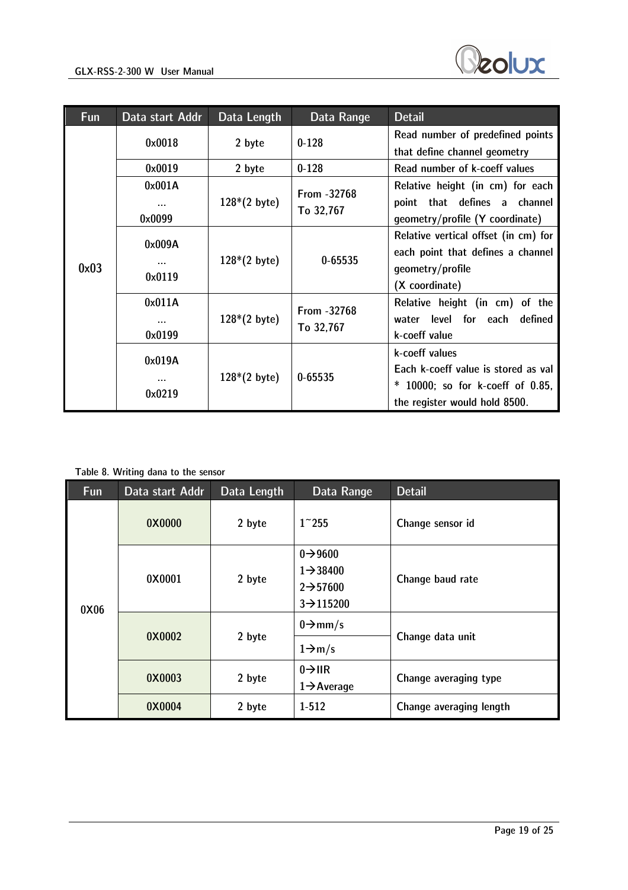| Fun | Data start Addr | Data Length | Data Range | Detail |
|---|---|---|---|---|
| 0x03 | 0x0018 | 2 byte | 0-128 | Read number of predefined points that define channel geometry |
| | 0x0019 | 2 byte | 0-128 | Read number of k-coeff values |
| | 0x001A … 0x0099 | 128*(2 byte) | From -32768 To 32,767 | Relative height (in cm) for each point that defines a channel geometry/profile (Y coordinate) |
| | 0x009A … 0x0119 | 128*(2 byte) | 0-65535 | Relative vertical offset (in cm) for each point that defines a channel geometry/profile (X coordinate) |
| | 0x011A … 0x0199 | 128*(2 byte) | From -32768 To 32,767 | Relative height (in cm) of the water level for each defined k-coeff value |
| | 0x019A … 0x0219 | 128*(2 byte) | 0-65535 | k-coeff values Each k-coeff value is stored as val * 10000; so for k-coeff of 0.85, the register would hold 8500. |

Table 8. Writing dana to the sensor

| Fun | Data start Addr | Data Length | Data Range | Detail |
|---|---|---|---|---|
| 0X06 | 0X0000 | 2 byte | 1~255 | Change sensor id |
| | 0X0001 | 2 byte | 0→9600<br>1→38400<br>2→57600<br>3→115200 | Change baud rate |
| | 0X0002 | 2 byte | 0→mm/s<br>1→m/s | Change data unit |
| | 0X0003 | 2 byte | 0→IIR<br>1→Average | Change averaging type |
| | 0X0004 | 2 byte | 1-512 | Change averaging length |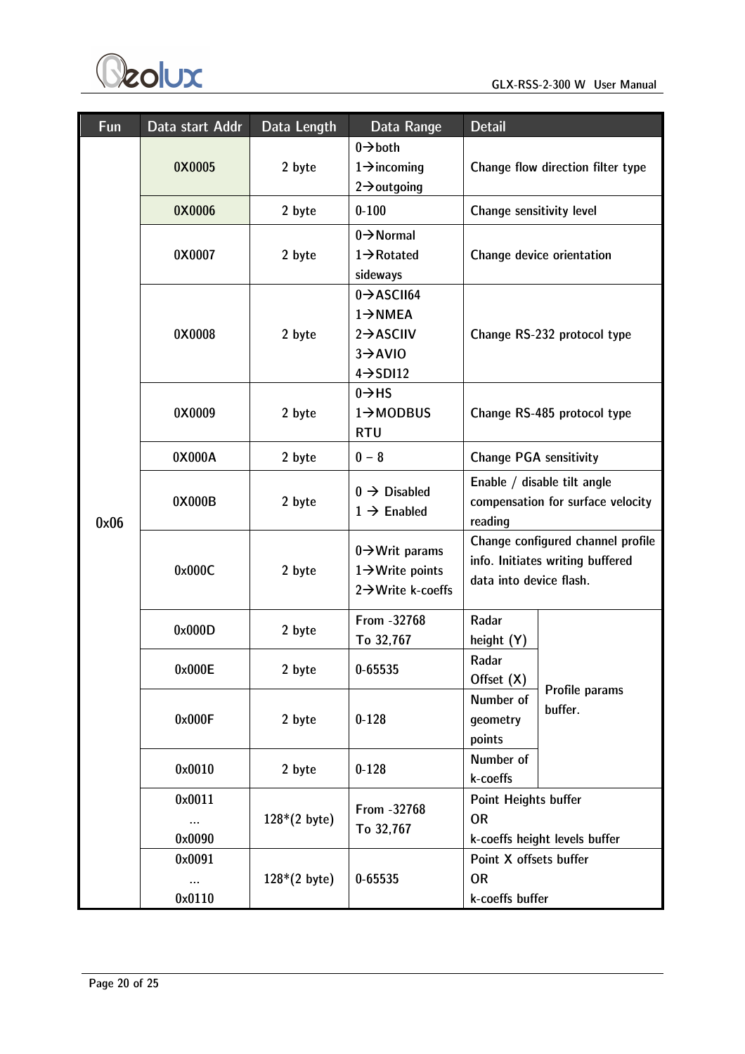| Fun | Data start Addr | Data Length | Data Range | Detail | |
|---|---|---|---|---|---|
| 0x06 | 0X0005 | 2 byte | 0→both<br>1→incoming<br>2→outgoing | Change flow direction filter type | |
| | 0X0006 | 2 byte | 0-100 | Change sensitivity level | |
| | 0X0007 | 2 byte | 0→Normal<br>1→Rotated sideways | Change device orientation | |
| | 0X0008 | 2 byte | 0→ASCII64<br>1→NMEA<br>2→ASCIIV<br>3→AVIO<br>4→SDI12 | Change RS-232 protocol type | |
| | 0X0009 | 2 byte | 0→HS<br>1→MODBUS RTU | Change RS-485 protocol type | |
| | 0X000A | 2 byte | 0 – 8 | Change PGA sensitivity | |
| | 0X000B | 2 byte | 0 → Disabled<br>1 → Enabled | Enable / disable tilt angle compensation for surface velocity reading | |
| | 0x000C | 2 byte | 0→Writ params<br>1→Write points<br>2→Write k-coeffs | Change configured channel profile info. Initiates writing buffered data into device flash. | |
| | 0x000D | 2 byte | From -32768 To 32,767 | Radar height (Y) | Profile params buffer. |
| | 0x000E | 2 byte | 0-65535 | Radar Offset (X) | |
| | 0x000F | 2 byte | 0-128 | Number of geometry points | |
| | 0x0010 | 2 byte | 0-128 | Number of k-coeffs | |
| | 0x0011<br>…<br>0x0090 | 128*(2 byte) | From -32768 To 32,767 | Point Heights buffer<br>OR<br>k-coeffs height levels buffer | |
| | 0x0091<br>…<br>0x0110 | 128*(2 byte) | 0-65535 | Point X offsets buffer<br>OR<br>k-coeffs buffer | |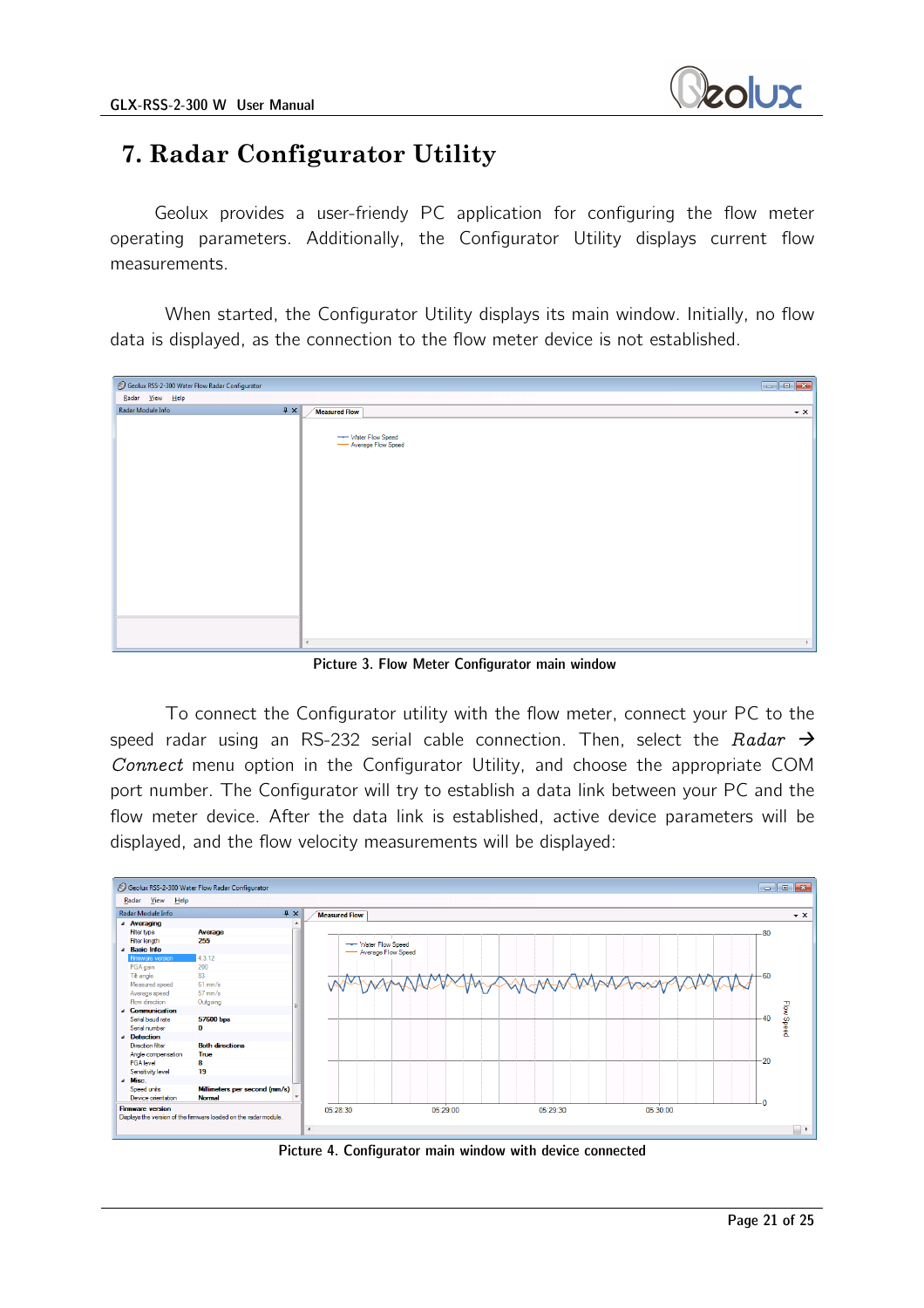# 7. Radar Configurator Utility

Geolux provides a user-friendly PC application for configuring the flow meter operating parameters. Additionally, the Configurator Utility displays current flow measurements.

When started, the Configurator Utility displays its main window. Initially, no flow data is displayed, as the connection to the flow meter device is not established.

Picture 3. Flow Meter Configurator main window

To connect the Configurator utility with the flow meter, connect your PC to the speed radar using an RS-232 serial cable connection. Then, select the *Radar → Connect* menu option in the Configurator Utility, and choose the appropriate COM port number. The Configurator will try to establish a data link between your PC and the flow meter device. After the data link is established, active device parameters will be displayed, and the flow velocity measurements will be displayed:

Picture 4. Configurator main window with device connected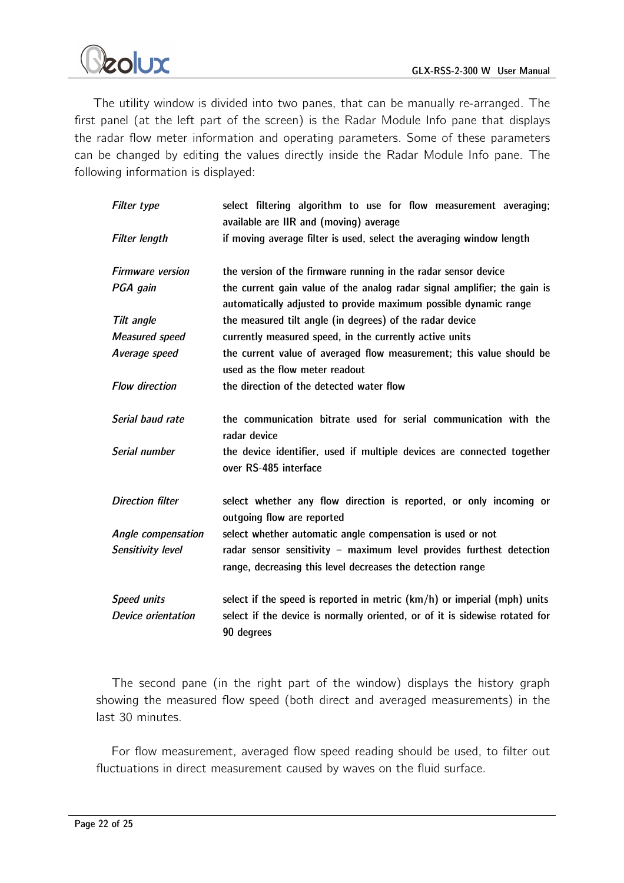The utility window is divided into two panes, that can be manually re-arranged. The first panel (at the left part of the screen) is the Radar Module Info pane that displays the radar flow meter information and operating parameters. Some of these parameters can be changed by editing the values directly inside the Radar Module Info pane. The following information is displayed:

| | |
|---|---|
| *Filter type* | select filtering algorithm to use for flow measurement averaging; available are IIR and (moving) average |
| *Filter length* | if moving average filter is used, select the averaging window length |
| *Firmware version* | the version of the firmware running in the radar sensor device |
| *PGA gain* | the current gain value of the analog radar signal amplifier; the gain is automatically adjusted to provide maximum possible dynamic range |
| *Tilt angle* | the measured tilt angle (in degrees) of the radar device |
| *Measured speed* | currently measured speed, in the currently active units |
| *Average speed* | the current value of averaged flow measurement; this value should be used as the flow meter readout |
| *Flow direction* | the direction of the detected water flow |
| *Serial baud rate* | the communication bitrate used for serial communication with the radar device |
| *Serial number* | the device identifier, used if multiple devices are connected together over RS-485 interface |
| *Direction filter* | select whether any flow direction is reported, or only incoming or outgoing flow are reported |
| *Angle compensation* | select whether automatic angle compensation is used or not |
| *Sensitivity level* | radar sensor sensitivity – maximum level provides furthest detection range, decreasing this level decreases the detection range |
| *Speed units* | select if the speed is reported in metric (km/h) or imperial (mph) units |
| *Device orientation* | select if the device is normally oriented, or of it is sidewise rotated for 90 degrees |

The second pane (in the right part of the window) displays the history graph showing the measured flow speed (both direct and averaged measurements) in the last 30 minutes.

For flow measurement, averaged flow speed reading should be used, to filter out fluctuations in direct measurement caused by waves on the fluid surface.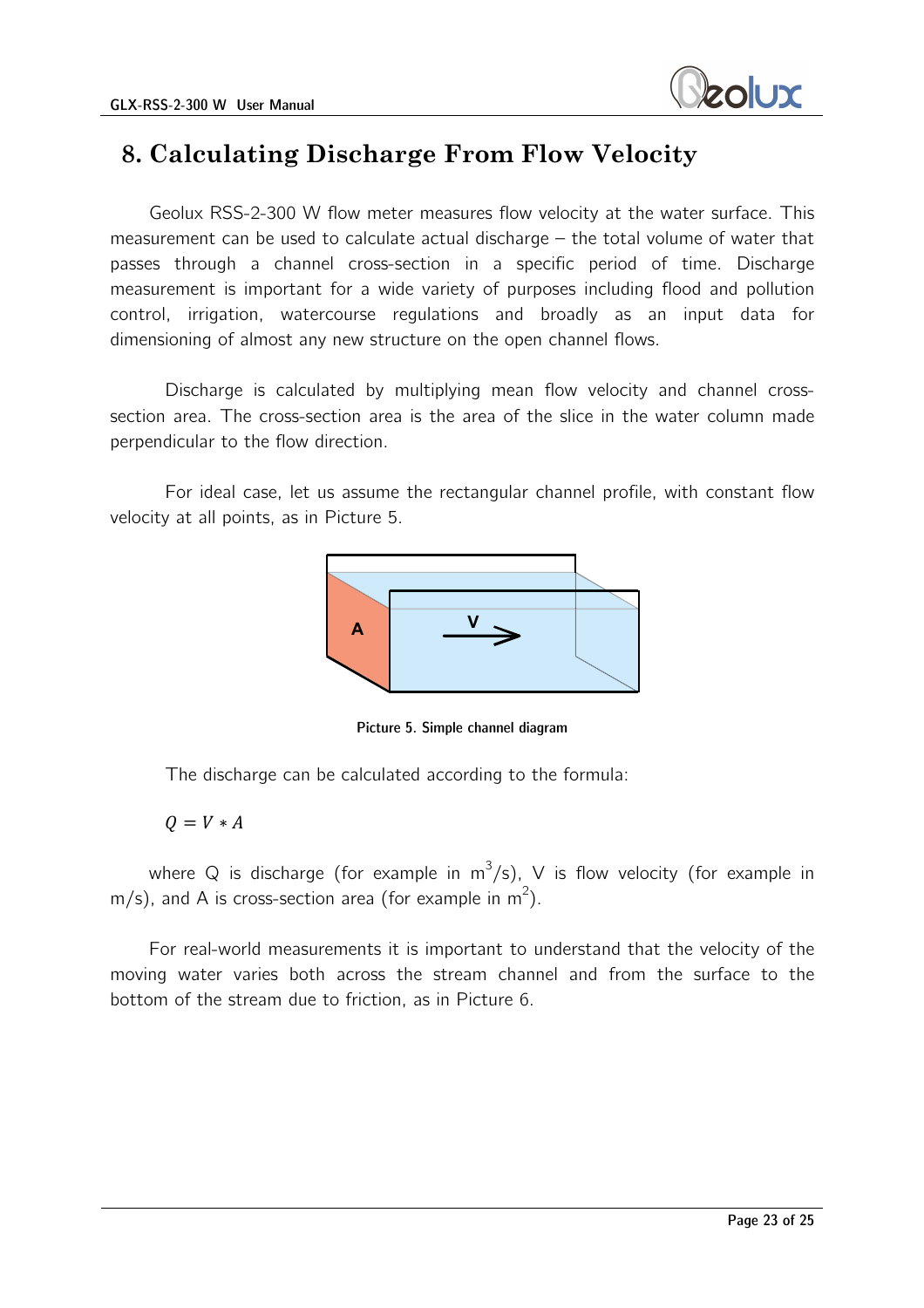# 8. Calculating Discharge From Flow Velocity

Geolux RSS-2-300 W flow meter measures flow velocity at the water surface. This measurement can be used to calculate actual discharge – the total volume of water that passes through a channel cross-section in a specific period of time. Discharge measurement is important for a wide variety of purposes including flood and pollution control, irrigation, watercourse regulations and broadly as an input data for dimensioning of almost any new structure on the open channel flows.

Discharge is calculated by multiplying mean flow velocity and channel cross-section area. The cross-section area is the area of the slice in the water column made perpendicular to the flow direction.

For ideal case, let us assume the rectangular channel profile, with constant flow velocity at all points, as in Picture 5.

**Picture 5. Simple channel diagram**

The discharge can be calculated according to the formula:

$$Q = V * A$$

where Q is discharge (for example in $m^3/s$), V is flow velocity (for example in m/s), and A is cross-section area (for example in $m^2$).

For real-world measurements it is important to understand that the velocity of the moving water varies both across the stream channel and from the surface to the bottom of the stream due to friction, as in Picture 6.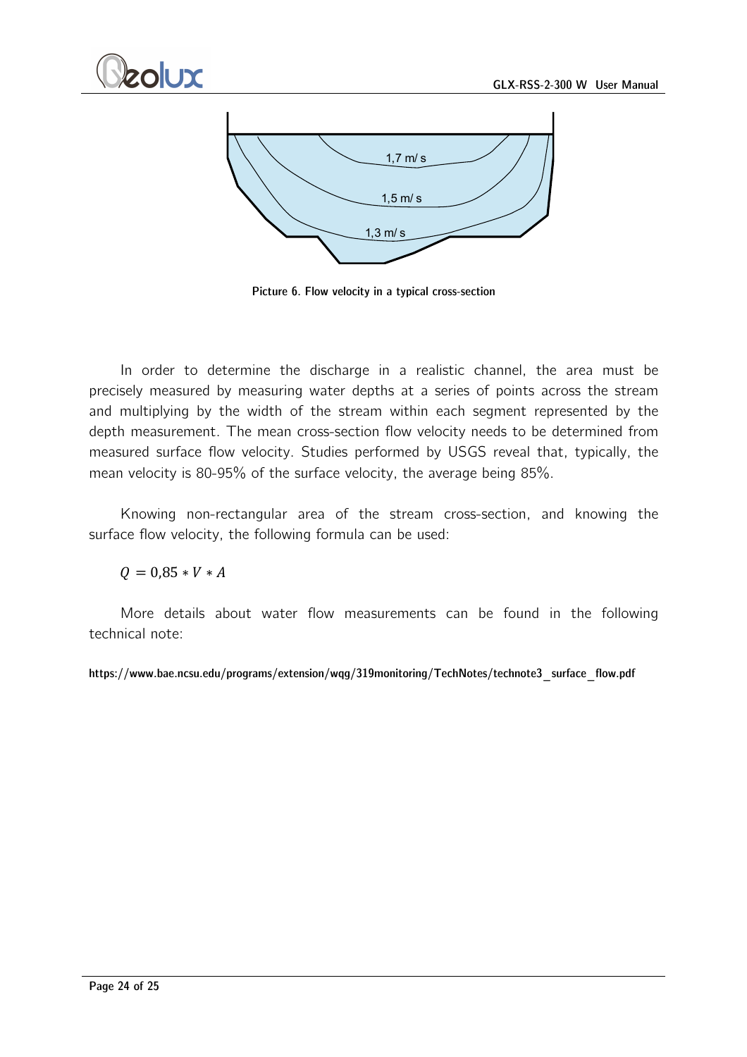Picture 6. Flow velocity in a typical cross-section

In order to determine the discharge in a realistic channel, the area must be precisely measured by measuring water depths at a series of points across the stream and multiplying by the width of the stream within each segment represented by the depth measurement. The mean cross-section flow velocity needs to be determined from measured surface flow velocity. Studies performed by USGS reveal that, typically, the mean velocity is 80-95% of the surface velocity, the average being 85%.

Knowing non-rectangular area of the stream cross-section, and knowing the surface flow velocity, the following formula can be used:

$$Q = 0{,}85 * V * A$$

More details about water flow measurements can be found in the following technical note:

**https://www.bae.ncsu.edu/programs/extension/wqg/319monitoring/TechNotes/technote3_surface_flow.pdf**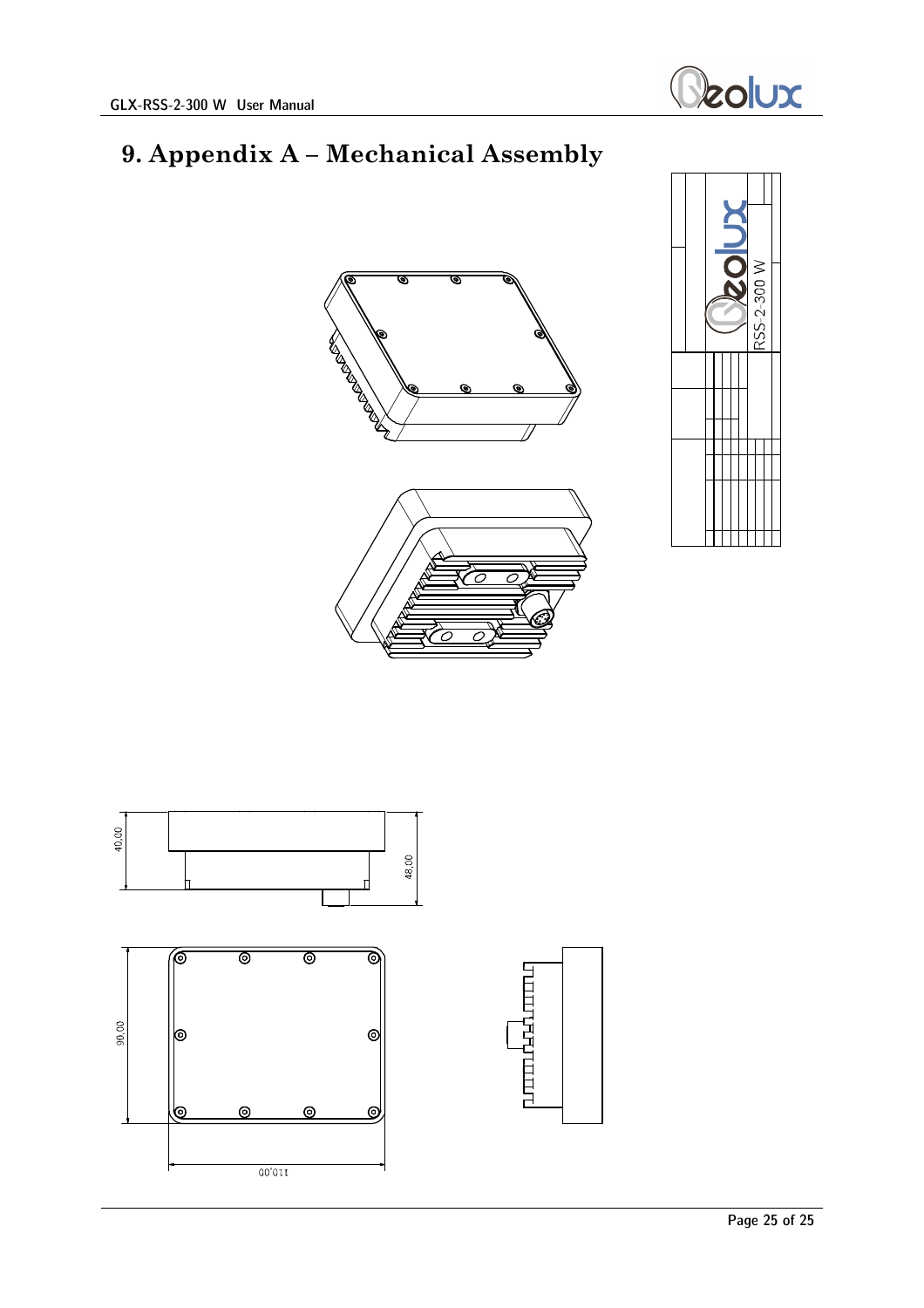# 9. Appendix A – Mechanical Assembly

RSS-2-300 W

40,00

48,00

90,00

110,00